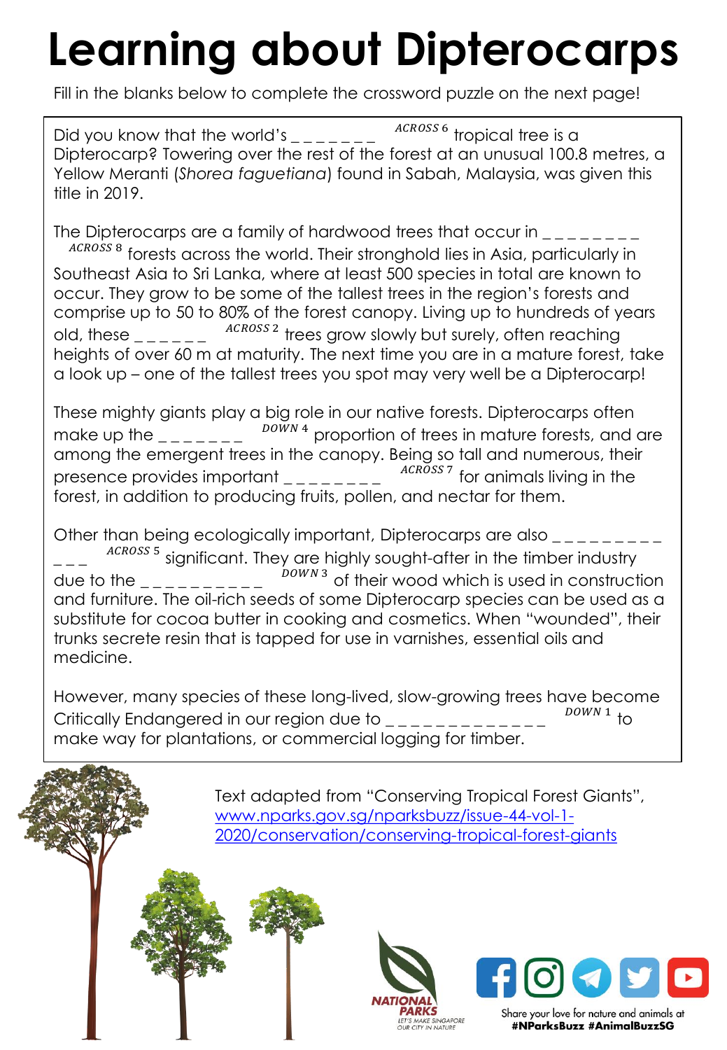# Learning about Dipterocarps

Fill in the blanks below to complete the crossword puzzle on the next page!

Did you know that the world's _ _ _ _ _ _ _ $^{ACROSS\ 6}$ tropical tree is a Dipterocarp? Towering over the rest of the forest at an unusual 100.8 metres, a Yellow Meranti (*Shorea faguetiana*) found in Sabah, Malaysia, was given this title in 2019.

The Dipterocarps are a family of hardwood trees that occur in _ _ _ _ _ _ _ _ $^{ACROSS\ 8}$ forests across the world. Their stronghold lies in Asia, particularly in Southeast Asia to Sri Lanka, where at least 500 species in total are known to occur. They grow to be some of the tallest trees in the region's forests and comprise up to 50 to 80% of the forest canopy. Living up to hundreds of years old, these _ _ _ _ _ _ $^{ACROSS\ 2}$ trees grow slowly but surely, often reaching heights of over 60 m at maturity. The next time you are in a mature forest, take a look up – one of the tallest trees you spot may very well be a Dipterocarp!

These mighty giants play a big role in our native forests. Dipterocarps often make up the _ _ _ _ _ _ _ $^{DOWN\ 4}$ proportion of trees in mature forests, and are among the emergent trees in the canopy. Being so tall and numerous, their presence provides important _ _ _ _ _ _ _ _ $^{ACROSS\ 7}$ for animals living in the forest, in addition to producing fruits, pollen, and nectar for them.

Other than being ecologically important, Dipterocarps are also _ _ _ _ _ _ _ _ _ _ _ _ $^{ACROSS\ 5}$ significant. They are highly sought-after in the timber industry due to the _ _ _ _ _ _ _ _ _ _ $^{DOWN\ 3}$ of their wood which is used in construction and furniture. The oil-rich seeds of some Dipterocarp species can be used as a substitute for cocoa butter in cooking and cosmetics. When "wounded", their trunks secrete resin that is tapped for use in varnishes, essential oils and medicine.

However, many species of these long-lived, slow-growing trees have become Critically Endangered in our region due to _ _ _ _ _ _ _ _ _ _ _ _ _ $^{DOWN\ 1}$ to make way for plantations, or commercial logging for timber.

Text adapted from "Conserving Tropical Forest Giants", [www.nparks.gov.sg/nparksbuzz/issue-44-vol-1-2020/conservation/conserving-tropical-forest-giants](www.nparks.gov.sg/nparksbuzz/issue-44-vol-1-2020/conservation/conserving-tropical-forest-giants)

NATIONAL PARKS
LET'S MAKE SINGAPORE OUR CITY IN NATURE

Share your love for nature and animals at
**#NParksBuzz #AnimalBuzzSG**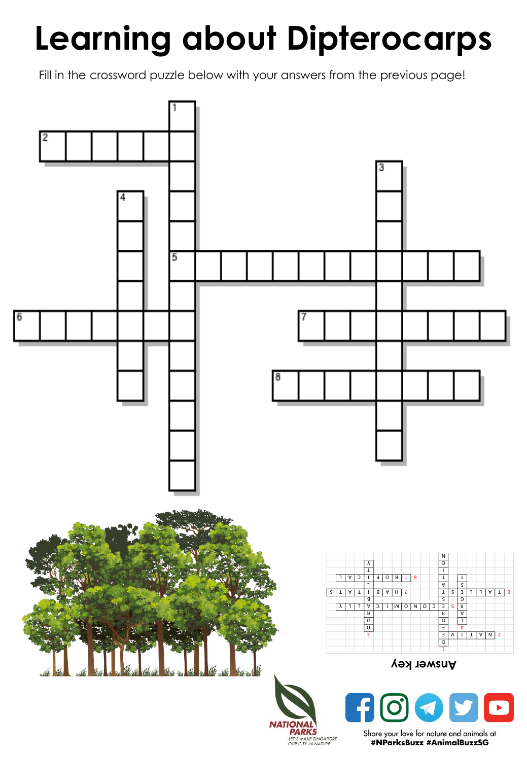# Learning about Dipterocarps

Fill in the crossword puzzle below with your answers from the previous page!

Answer key

Share your love for nature and animals at
**#NParksBuzz #AnimalBuzzSG**